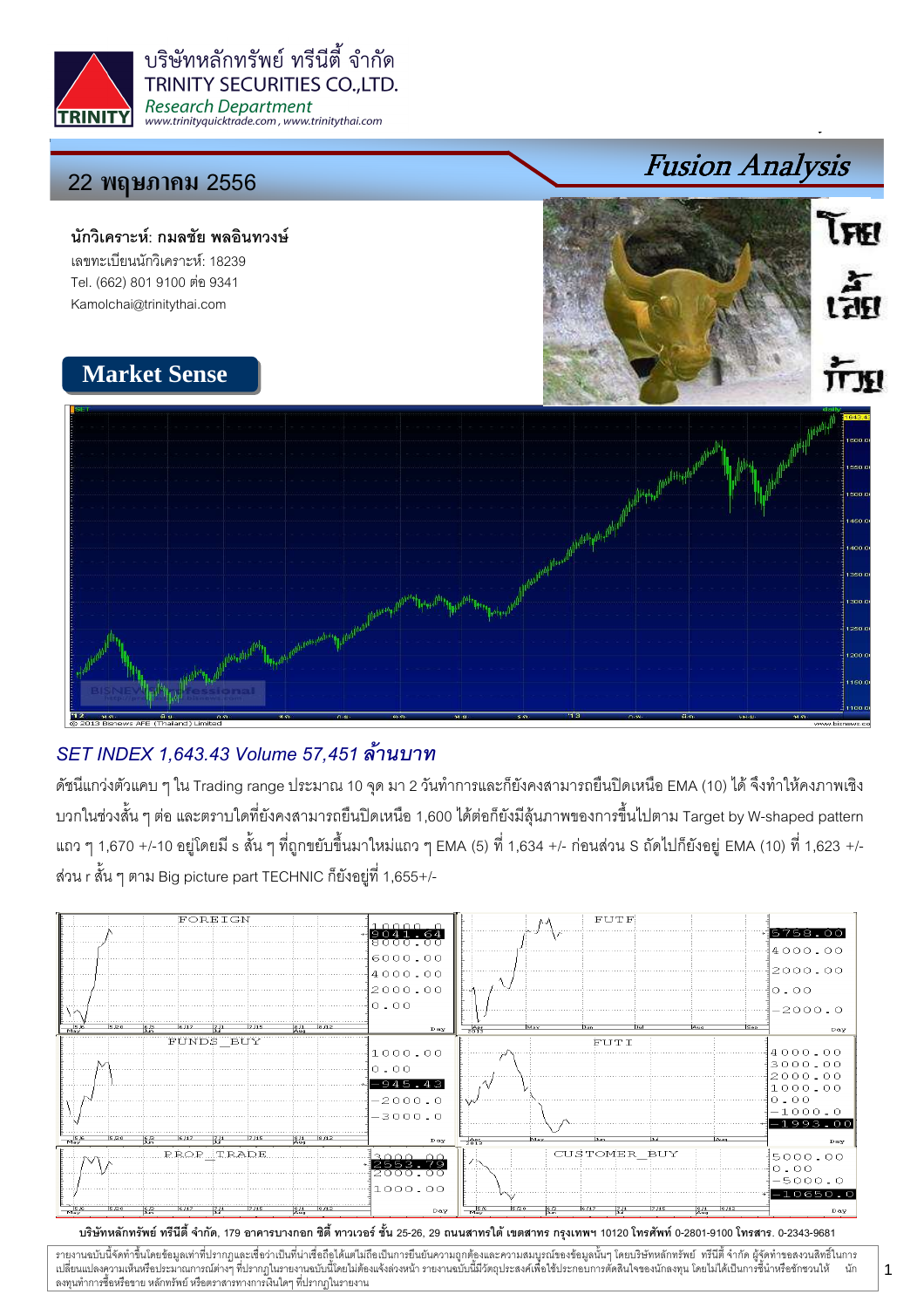บริษัทหลักทรัพย์ ทรีนีตี้ จำกัด

TRINITY SECURITIES CO.,LTD.

*Research Department*

www.trinityquicktrade.com , www.trinitythai.com

## 22 พฤษภาคม 2556

# *Fusion Analysis*

**นักวิเคราะห์: กมลชัย พลอินทวงษ์**

เลขทะเบียนนักวิเคราะห์: 18239

Tel. (662) 801 9100 ต่อ 9341

Kamolchai@trinitythai.com

## Market Sense

### *SET INDEX 1,643.43 Volume 57,451 ล้านบาท*

ดัชนีแกว่งตัวแคบ ๆ ใน Trading range ประมาณ 10 จุด มา 2 วันทำการและก็ยังคงสามารถยืนปิดเหนือ EMA (10) ได้ จึงทำให้คงภาพเชิงบวกในช่วงสั้น ๆ ต่อ และตราบใดที่ยังคงสามารถยืนปิดเหนือ 1,600 ได้ต่อก็ยังมีลุ้นภาพของการขึ้นไปตาม Target by W-shaped pattern แถว ๆ 1,670 +/-10 อยู่โดยมี s สั้น ๆ ที่ถูกขยับขึ้นมาใหม่แถว ๆ EMA (5) ที่ 1,634 +/- ก่อนส่วน S ถัดไปก็ยังอยู่ EMA (10) ที่ 1,623 +/- ส่วน r สั้น ๆ ตาม Big picture part TECHNIC ก็ยังอยู่ที่ 1,655+/-

บริษัทหลักทรัพย์ ทรีนีตี้ จำกัด, 179 อาคารบางกอก ซิตี้ ทาวเวอร์ ชั้น 25-26, 29 ถนนสาทรใต้ เขตสาทร กรุงเทพฯ 10120 โทรศัพท์ 0-2801-9100 โทรสาร. 0-2343-9681

รายงานฉบับนี้จัดทำขึ้นโดยข้อมูลเท่าที่ปรากฏและเชื่อว่าเป็นที่น่าเชื่อถือได้แต่ไม่ถือเป็นการยืนยันความถูกต้องและความสมบูรณ์ของข้อมูลนั้นๆ โดยบริษัทหลักทรัพย์ ทรีนีตี้ จำกัด ผู้จัดทำขอสงวนสิทธิ์ในการเปลี่ยนแปลงความเห็นหรือประมาณการณ์ต่างๆ ที่ปรากฏในรายงานฉบับนี้โดยไม่ต้องแจ้งล่วงหน้า รายงานฉบับนี้มีวัตถุประสงค์เพื่อใช้ประกอบการตัดสินใจของนักลงทุน โดยไม่ได้เป็นการชี้นำหรือชักชวนให้นักลงทุนทำการซื้อหรือขาย หลักทรัพย์ หรือตราสารทางการเงินใดๆ ที่ปรากฏในรายงาน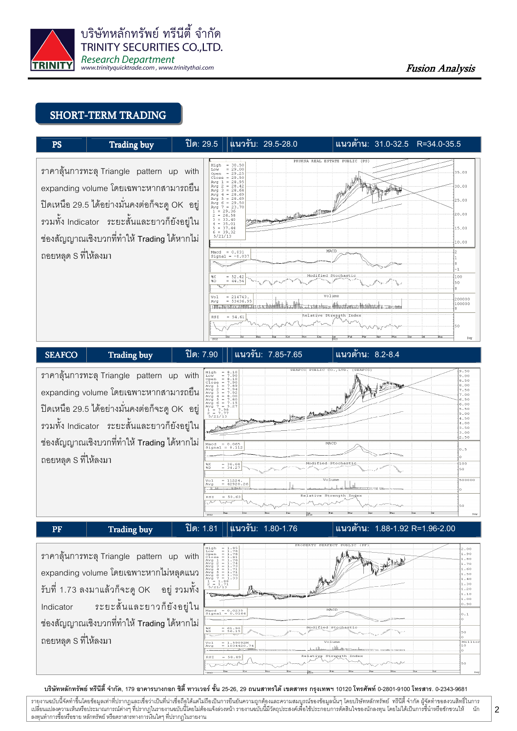## SHORT-TERM TRADING

| PS | Trading buy | ปิด: 29.5 | แนวรับ: 29.5-28.0 | แนวต้าน: 31.0-32.5 R=34.0-35.5 |
|---|---|---|---|---|

ราคาลุ้นการทะลุ Triangle pattern up with expanding volume โดยเฉพาะหากสามารถยืนปิดเหนือ 29.5 ได้อย่างมั่นคงต่อก็จะดู OK อยู่ รวมทั้ง Indicator ระยะสั้นและยาวก็ยังอยู่ในช่องสัญญาณเชิงบวกที่ทำให้ Trading ได้หากไม่ถอยหลุด S ที่ให้ลงมา

| SEAFCO | Trading buy | ปิด: 7.90 | แนวรับ: 7.85-7.65 | แนวต้าน: 8.2-8.4 |
|---|---|---|---|---|

ราคาลุ้นการทะลุ Triangle pattern up with expanding volume โดยเฉพาะหากสามารถยืนปิดเหนือ 29.5 ได้อย่างมั่นคงต่อก็จะดู OK อยู่ รวมทั้ง Indicator ระยะสั้นและยาวก็ยังอยู่ในช่องสัญญาณเชิงบวกที่ทำให้ Trading ได้หากไม่ถอยหลุด S ที่ให้ลงมา

| PF | Trading buy | ปิด: 1.81 | แนวรับ: 1.80-1.76 | แนวต้าน: 1.88-1.92 R=1.96-2.00 |
|---|---|---|---|---|

ราคาลุ้นการทะลุ Triangle pattern up with expanding volume โดยเฉพาะหากไม่หลุดแนวรับที่ 1.73 ลงมาแล้วก็จะดู OK อยู่ รวมทั้ง Indicator ระยะสั้นและยาวก็ยังอยู่ในช่องสัญญาณเชิงบวกที่ทำให้ Trading ได้หากไม่ถอยหลุด S ที่ให้ลงมา

**บริษัทหลักทรัพย์ ทรีนีตี้ จำกัด, 179 อาคารบางกอก ซิตี้ ทาวเวอร์ ชั้น 25-26, 29 ถนนสาทรใต้ เขตสาทร กรุงเทพฯ 10120 โทรศัพท์ 0-2801-9100 โทรสาร. 0-2343-9681**

รายงานฉบับนี้จัดทำขึ้นโดยข้อมูลเท่าที่ปรากฏและเชื่อว่าเป็นที่น่าเชื่อถือได้แต่ไม่ถือเป็นการยืนยันความถูกต้องและความสมบูรณ์ของข้อมูลนั้นๆ โดยบริษัทหลักทรัพย์ ทรีนีตี้ จำกัด ผู้จัดทำขอสงวนสิทธิ์ในการเปลี่ยนแปลงความเห็นหรือประมาณการณ์ต่างๆ ที่ปรากฏในรายงานฉบับนี้โดยไม่ต้องแจ้งล่วงหน้า รายงานฉบับนี้มีวัตถุประสงค์เพื่อใช้ประกอบการตัดสินใจของนักลงทุน โดยไม่ได้เป็นการชี้นำหรือชักชวนให้นักลงทุนทำการซื้อหรือขาย หลักทรัพย์ หรือตราสารทางการเงินใดๆ ที่ปรากฏในรายงาน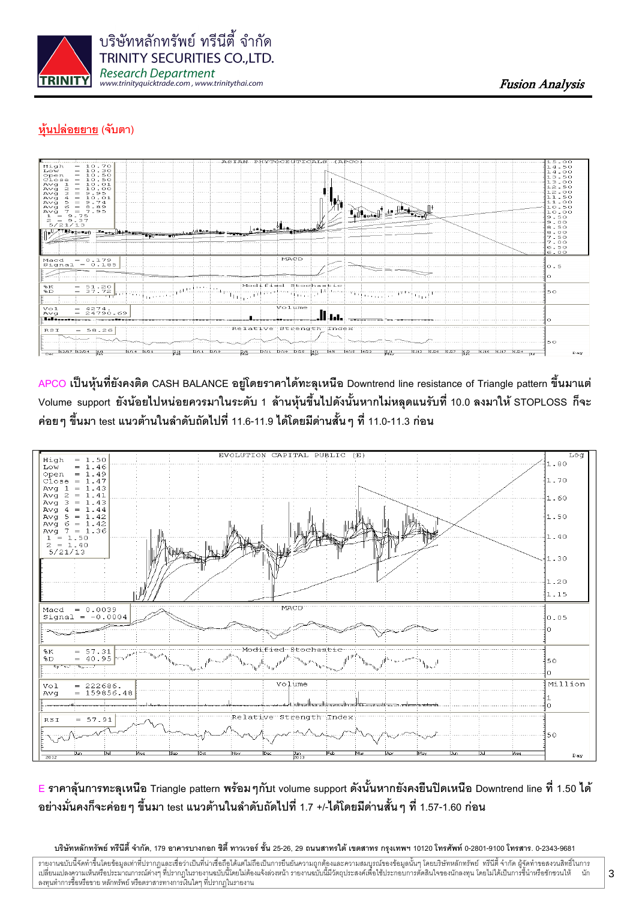## หุ้นปล่อยยาย (จับตา)

ASIAN PHYTOCEUTICALS (APCO)

High = 10.70
Low = 10.30
Open = 10.50
Close = 10.50
Avg 1 = 10.01
Avg 2 = 10.00
Avg 3 = 9.95
Avg 4 = 10.01
Avg 5 = 9.74
Avg 6 = 8.89
Avg 7 = 7.95
1 = 9.75
2 = 9.37
5/21/13

Macd = 0.179
Signal = 0.185

%K = 51.20
%D = 37.72

Vol = 4274.
Avg = 24790.69

RSI = 58.26

APCO เป็นหุ้นที่ยังคงติด CASH BALANCE อยู่โดยราคาได้ทะลุเหนือ Downtrend line resistance of Triangle pattern ขึ้นมาแต่ Volume support ยังน้อยไปหน่อยควรมาในระดับ 1 ล้านหุ้นขึ้นไปดังนั้นหากไม่หลุดแนวรับที่ 10.0 ลงมาให้ STOPLOSS ก็จะค่อยๆ ขึ้นมา test แนวต้านในลำดับถัดไปที่ 11.6-11.9 ได้โดยมีด่านสั้นๆ ที่ 11.0-11.3 ก่อน

EVOLUTION CAPITAL PUBLIC (E)

High = 1.50
Low = 1.46
Open = 1.49
Close = 1.47
Avg 1 = 1.43
Avg 2 = 1.41
Avg 3 = 1.43
Avg 4 = 1.44
Avg 5 = 1.42
Avg 6 = 1.42
Avg 7 = 1.36
1 = 1.50
2 = 1.40
5/21/13

Macd = 0.0039
Signal = -0.0004

%K = 57.31
%D = 40.95

Vol = 222686.
Avg = 159856.48

RSI = 57.91

E ราคาลุ้นการทะลุเหนือ Triangle pattern พร้อมๆกับ volume support ดังนั้นหากยังคงยืนปิดเหนือ Downtrend line ที่ 1.50 ได้อย่างมั่นคงก็จะค่อยๆ ขึ้นมา test แนวต้านในลำดับถัดไปที่ 1.7 +/-ได้โดยมีด่านสั้นๆ ที่ 1.57-1.60 ก่อน

บริษัทหลักทรัพย์ ทรีนีตี้ จำกัด, 179 อาคารบางกอก ซิตี้ ทาวเวอร์ ชั้น 25-26, 29 ถนนสาทรใต้ เขตสาทร กรุงเทพฯ 10120 โทรศัพท์ 0-2801-9100 โทรสาร. 0-2343-9681

รายงานฉบับนี้จัดทำขึ้นโดยข้อมูลเท่าที่ปรากฏและเชื่อว่าเป็นที่น่าเชื่อถือได้แต่ไม่ถือเป็นการยืนยันความถูกต้องและความสมบูรณ์ของข้อมูลนั้นๆ โดยบริษัทหลักทรัพย์ ทรีนีตี้ จำกัด ผู้จัดทำขอสงวนสิทธิ์ในการเปลี่ยนแปลงความเห็นหรือประมาณการณ์ต่างๆ ที่ปรากฏในรายงานฉบับนี้โดยไม่ต้องแจ้งล่วงหน้า รายงานฉบับนี้มีวัตถุประสงค์เพื่อใช้ประกอบการตัดสินใจของนักลงทุน โดยไม่ได้เป็นการชี้นำหรือชักชวนให้ นักลงทุนทำการซื้อหรือขาย หลักทรัพย์ หรือตราสารทางการเงินใดๆ ที่ปรากฏในรายงาน